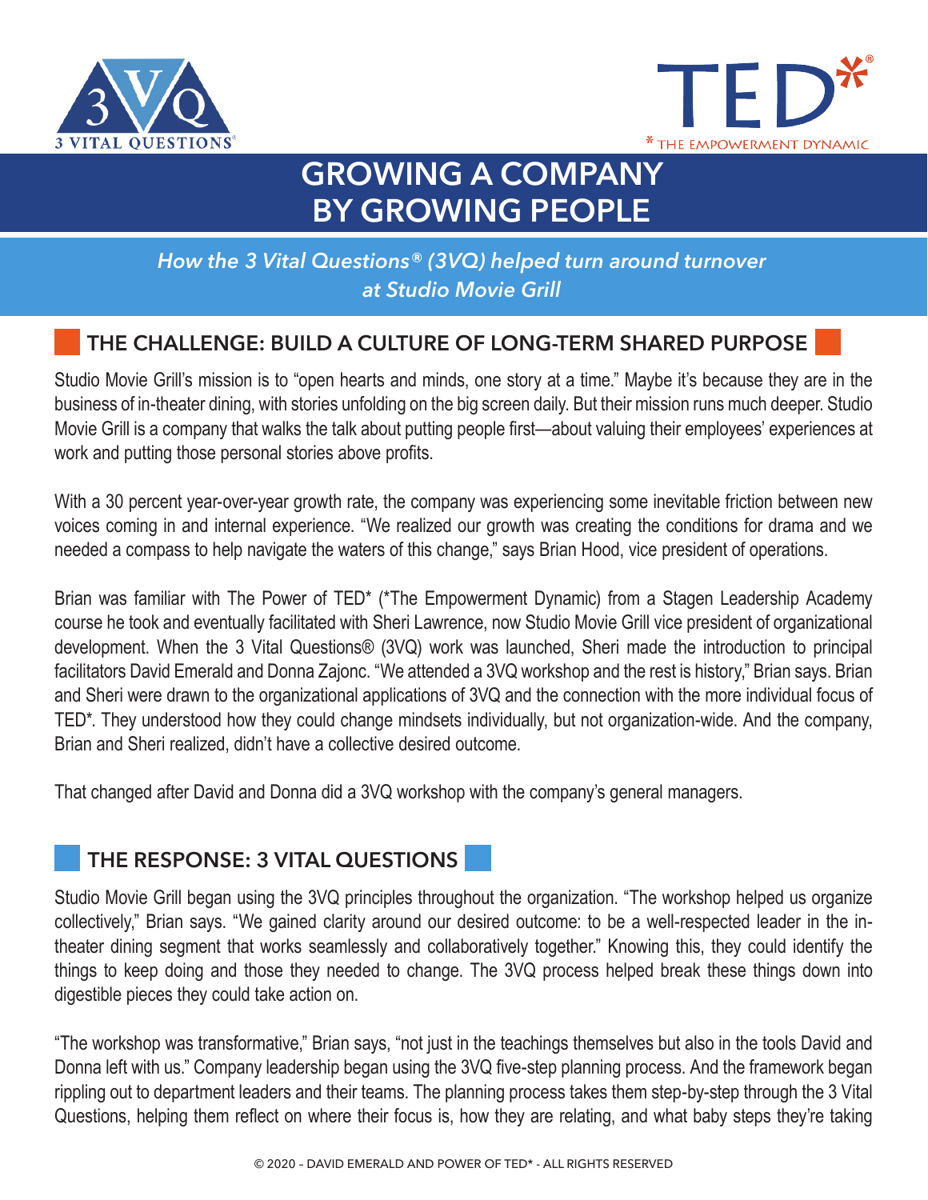3 VITAL QUESTIONS®

TED* ® *THE EMPOWERMENT DYNAMIC

# GROWING A COMPANY BY GROWING PEOPLE

*How the 3 Vital Questions® (3VQ) helped turn around turnover at Studio Movie Grill*

## THE CHALLENGE: BUILD A CULTURE OF LONG-TERM SHARED PURPOSE

Studio Movie Grill's mission is to "open hearts and minds, one story at a time." Maybe it's because they are in the business of in-theater dining, with stories unfolding on the big screen daily. But their mission runs much deeper. Studio Movie Grill is a company that walks the talk about putting people first—about valuing their employees' experiences at work and putting those personal stories above profits.

With a 30 percent year-over-year growth rate, the company was experiencing some inevitable friction between new voices coming in and internal experience. "We realized our growth was creating the conditions for drama and we needed a compass to help navigate the waters of this change," says Brian Hood, vice president of operations.

Brian was familiar with The Power of TED* (*The Empowerment Dynamic) from a Stagen Leadership Academy course he took and eventually facilitated with Sheri Lawrence, now Studio Movie Grill vice president of organizational development. When the 3 Vital Questions® (3VQ) work was launched, Sheri made the introduction to principal facilitators David Emerald and Donna Zajonc. "We attended a 3VQ workshop and the rest is history," Brian says. Brian and Sheri were drawn to the organizational applications of 3VQ and the connection with the more individual focus of TED*. They understood how they could change mindsets individually, but not organization-wide. And the company, Brian and Sheri realized, didn't have a collective desired outcome.

That changed after David and Donna did a 3VQ workshop with the company's general managers.

## THE RESPONSE: 3 VITAL QUESTIONS

Studio Movie Grill began using the 3VQ principles throughout the organization. "The workshop helped us organize collectively," Brian says. "We gained clarity around our desired outcome: to be a well-respected leader in the in-theater dining segment that works seamlessly and collaboratively together." Knowing this, they could identify the things to keep doing and those they needed to change. The 3VQ process helped break these things down into digestible pieces they could take action on.

"The workshop was transformative," Brian says, "not just in the teachings themselves but also in the tools David and Donna left with us." Company leadership began using the 3VQ five-step planning process. And the framework began rippling out to department leaders and their teams. The planning process takes them step-by-step through the 3 Vital Questions, helping them reflect on where their focus is, how they are relating, and what baby steps they're taking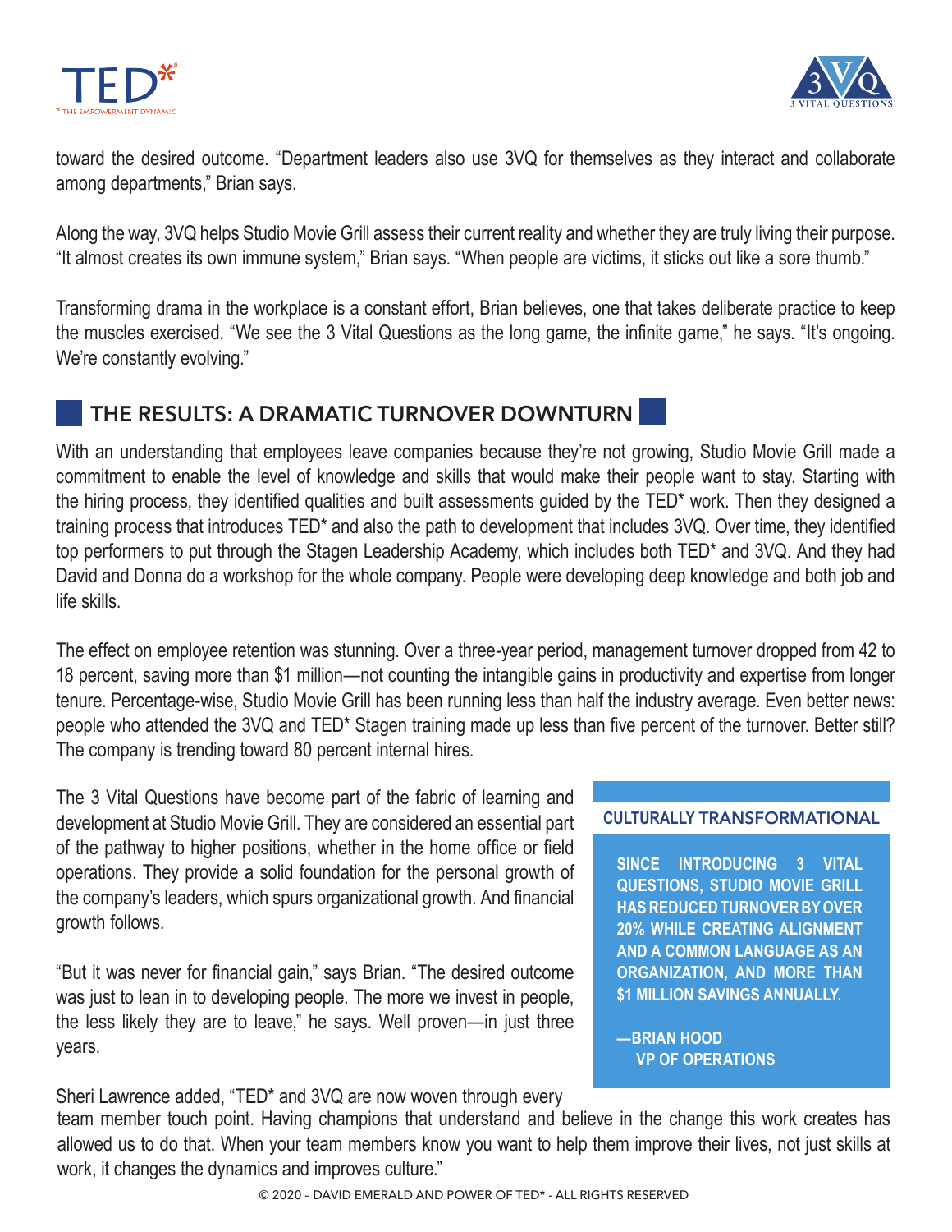toward the desired outcome. "Department leaders also use 3VQ for themselves as they interact and collaborate among departments," Brian says.

Along the way, 3VQ helps Studio Movie Grill assess their current reality and whether they are truly living their purpose. "It almost creates its own immune system," Brian says. "When people are victims, it sticks out like a sore thumb."

Transforming drama in the workplace is a constant effort, Brian believes, one that takes deliberate practice to keep the muscles exercised. "We see the 3 Vital Questions as the long game, the infinite game," he says. "It's ongoing. We're constantly evolving."

## THE RESULTS: A DRAMATIC TURNOVER DOWNTURN

With an understanding that employees leave companies because they're not growing, Studio Movie Grill made a commitment to enable the level of knowledge and skills that would make their people want to stay. Starting with the hiring process, they identified qualities and built assessments guided by the TED* work. Then they designed a training process that introduces TED* and also the path to development that includes 3VQ. Over time, they identified top performers to put through the Stagen Leadership Academy, which includes both TED* and 3VQ. And they had David and Donna do a workshop for the whole company. People were developing deep knowledge and both job and life skills.

The effect on employee retention was stunning. Over a three-year period, management turnover dropped from 42 to 18 percent, saving more than $1 million—not counting the intangible gains in productivity and expertise from longer tenure. Percentage-wise, Studio Movie Grill has been running less than half the industry average. Even better news: people who attended the 3VQ and TED* Stagen training made up less than five percent of the turnover. Better still? The company is trending toward 80 percent internal hires.

The 3 Vital Questions have become part of the fabric of learning and development at Studio Movie Grill. They are considered an essential part of the pathway to higher positions, whether in the home office or field operations. They provide a solid foundation for the personal growth of the company's leaders, which spurs organizational growth. And financial growth follows.

"But it was never for financial gain," says Brian. "The desired outcome was just to lean in to developing people. The more we invest in people, the less likely they are to leave," he says. Well proven—in just three years.

Sheri Lawrence added, "TED* and 3VQ are now woven through every team member touch point. Having champions that understand and believe in the change this work creates has allowed us to do that. When your team members know you want to help them improve their lives, not just skills at work, it changes the dynamics and improves culture."

### CULTURALLY TRANSFORMATIONAL

**SINCE INTRODUCING 3 VITAL QUESTIONS, STUDIO MOVIE GRILL HAS REDUCED TURNOVER BY OVER 20% WHILE CREATING ALIGNMENT AND A COMMON LANGUAGE AS AN ORGANIZATION, AND MORE THAN $1 MILLION SAVINGS ANNUALLY.**

**—BRIAN HOOD
VP OF OPERATIONS**